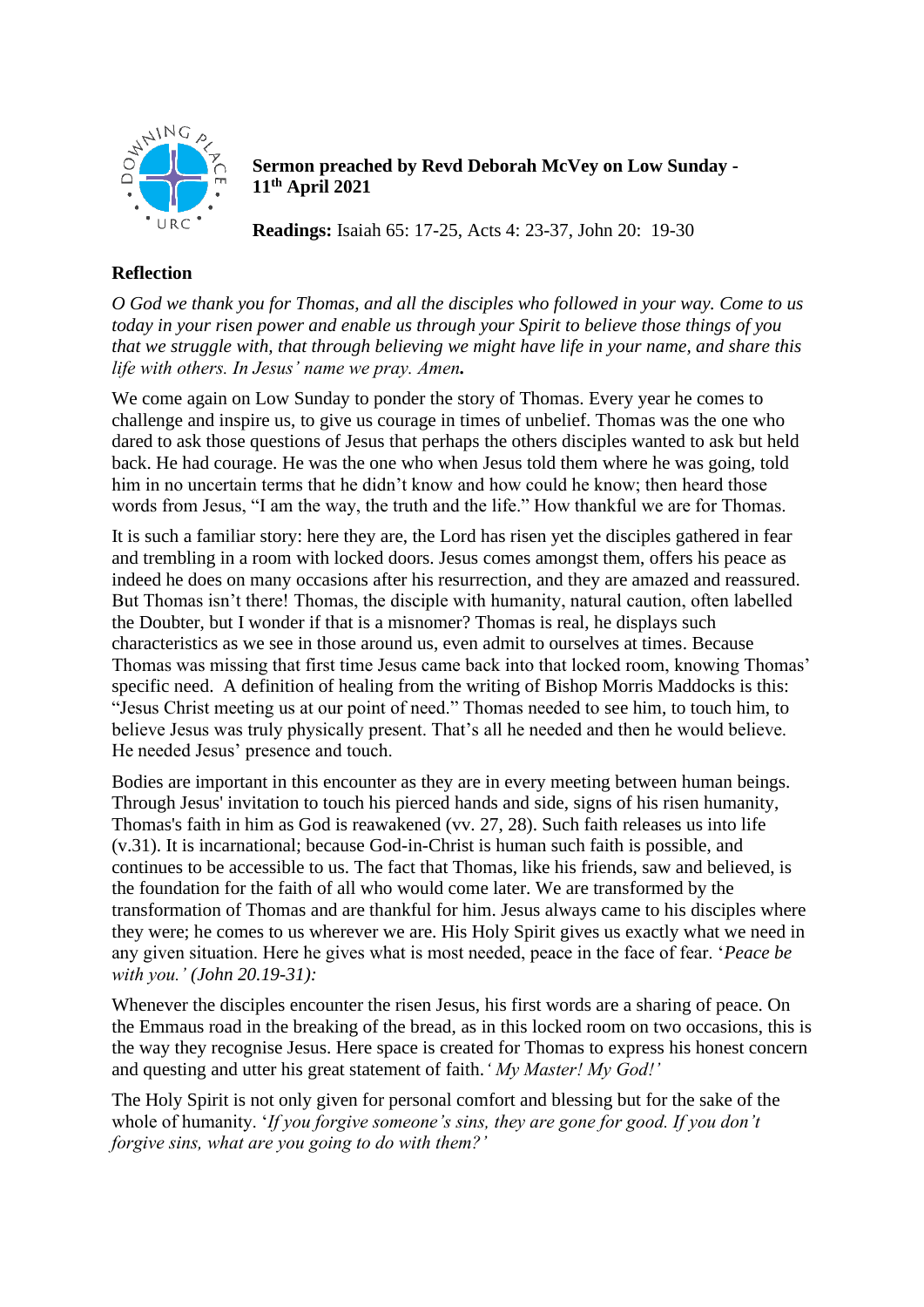**Sermon preached by Revd Deborah McVey on Low Sunday - 11th April 2021**

**Readings:** Isaiah 65: 17-25, Acts 4: 23-37, John 20: 19-30

## Reflection

*O God we thank you for Thomas, and all the disciples who followed in your way. Come to us today in your risen power and enable us through your Spirit to believe those things of you that we struggle with, that through believing we might have life in your name, and share this life with others. In Jesus' name we pray. Amen.*

We come again on Low Sunday to ponder the story of Thomas. Every year he comes to challenge and inspire us, to give us courage in times of unbelief. Thomas was the one who dared to ask those questions of Jesus that perhaps the others disciples wanted to ask but held back. He had courage. He was the one who when Jesus told them where he was going, told him in no uncertain terms that he didn't know and how could he know; then heard those words from Jesus, "I am the way, the truth and the life." How thankful we are for Thomas.

It is such a familiar story: here they are, the Lord has risen yet the disciples gathered in fear and trembling in a room with locked doors. Jesus comes amongst them, offers his peace as indeed he does on many occasions after his resurrection, and they are amazed and reassured. But Thomas isn't there! Thomas, the disciple with humanity, natural caution, often labelled the Doubter, but I wonder if that is a misnomer? Thomas is real, he displays such characteristics as we see in those around us, even admit to ourselves at times. Because Thomas was missing that first time Jesus came back into that locked room, knowing Thomas' specific need. A definition of healing from the writing of Bishop Morris Maddocks is this: "Jesus Christ meeting us at our point of need." Thomas needed to see him, to touch him, to believe Jesus was truly physically present. That's all he needed and then he would believe. He needed Jesus' presence and touch.

Bodies are important in this encounter as they are in every meeting between human beings. Through Jesus' invitation to touch his pierced hands and side, signs of his risen humanity, Thomas's faith in him as God is reawakened (vv. 27, 28). Such faith releases us into life (v.31). It is incarnational; because God-in-Christ is human such faith is possible, and continues to be accessible to us. The fact that Thomas, like his friends, saw and believed, is the foundation for the faith of all who would come later. We are transformed by the transformation of Thomas and are thankful for him. Jesus always came to his disciples where they were; he comes to us wherever we are. His Holy Spirit gives us exactly what we need in any given situation. Here he gives what is most needed, peace in the face of fear. '*Peace be with you.' (John 20.19-31):*

Whenever the disciples encounter the risen Jesus, his first words are a sharing of peace. On the Emmaus road in the breaking of the bread, as in this locked room on two occasions, this is the way they recognise Jesus. Here space is created for Thomas to express his honest concern and questing and utter his great statement of faith. *' My Master! My God!'*

The Holy Spirit is not only given for personal comfort and blessing but for the sake of the whole of humanity. '*If you forgive someone's sins, they are gone for good. If you don't forgive sins, what are you going to do with them?'*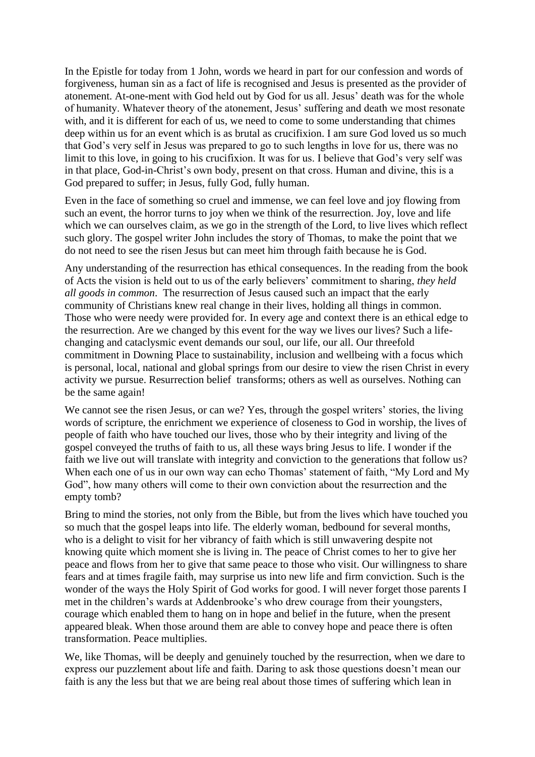In the Epistle for today from 1 John, words we heard in part for our confession and words of forgiveness, human sin as a fact of life is recognised and Jesus is presented as the provider of atonement. At-one-ment with God held out by God for us all. Jesus' death was for the whole of humanity. Whatever theory of the atonement, Jesus' suffering and death we most resonate with, and it is different for each of us, we need to come to some understanding that chimes deep within us for an event which is as brutal as crucifixion. I am sure God loved us so much that God's very self in Jesus was prepared to go to such lengths in love for us, there was no limit to this love, in going to his crucifixion. It was for us. I believe that God's very self was in that place, God-in-Christ's own body, present on that cross. Human and divine, this is a God prepared to suffer; in Jesus, fully God, fully human.

Even in the face of something so cruel and immense, we can feel love and joy flowing from such an event, the horror turns to joy when we think of the resurrection. Joy, love and life which we can ourselves claim, as we go in the strength of the Lord, to live lives which reflect such glory. The gospel writer John includes the story of Thomas, to make the point that we do not need to see the risen Jesus but can meet him through faith because he is God.

Any understanding of the resurrection has ethical consequences. In the reading from the book of Acts the vision is held out to us of the early believers' commitment to sharing, *they held all goods in common*. The resurrection of Jesus caused such an impact that the early community of Christians knew real change in their lives, holding all things in common. Those who were needy were provided for. In every age and context there is an ethical edge to the resurrection. Are we changed by this event for the way we lives our lives? Such a life-changing and cataclysmic event demands our soul, our life, our all. Our threefold commitment in Downing Place to sustainability, inclusion and wellbeing with a focus which is personal, local, national and global springs from our desire to view the risen Christ in every activity we pursue. Resurrection belief transforms; others as well as ourselves. Nothing can be the same again!

We cannot see the risen Jesus, or can we? Yes, through the gospel writers' stories, the living words of scripture, the enrichment we experience of closeness to God in worship, the lives of people of faith who have touched our lives, those who by their integrity and living of the gospel conveyed the truths of faith to us, all these ways bring Jesus to life. I wonder if the faith we live out will translate with integrity and conviction to the generations that follow us? When each one of us in our own way can echo Thomas' statement of faith, "My Lord and My God", how many others will come to their own conviction about the resurrection and the empty tomb?

Bring to mind the stories, not only from the Bible, but from the lives which have touched you so much that the gospel leaps into life. The elderly woman, bedbound for several months, who is a delight to visit for her vibrancy of faith which is still unwavering despite not knowing quite which moment she is living in. The peace of Christ comes to her to give her peace and flows from her to give that same peace to those who visit. Our willingness to share fears and at times fragile faith, may surprise us into new life and firm conviction. Such is the wonder of the ways the Holy Spirit of God works for good. I will never forget those parents I met in the children's wards at Addenbrooke's who drew courage from their youngsters, courage which enabled them to hang on in hope and belief in the future, when the present appeared bleak. When those around them are able to convey hope and peace there is often transformation. Peace multiplies.

We, like Thomas, will be deeply and genuinely touched by the resurrection, when we dare to express our puzzlement about life and faith. Daring to ask those questions doesn't mean our faith is any the less but that we are being real about those times of suffering which lean in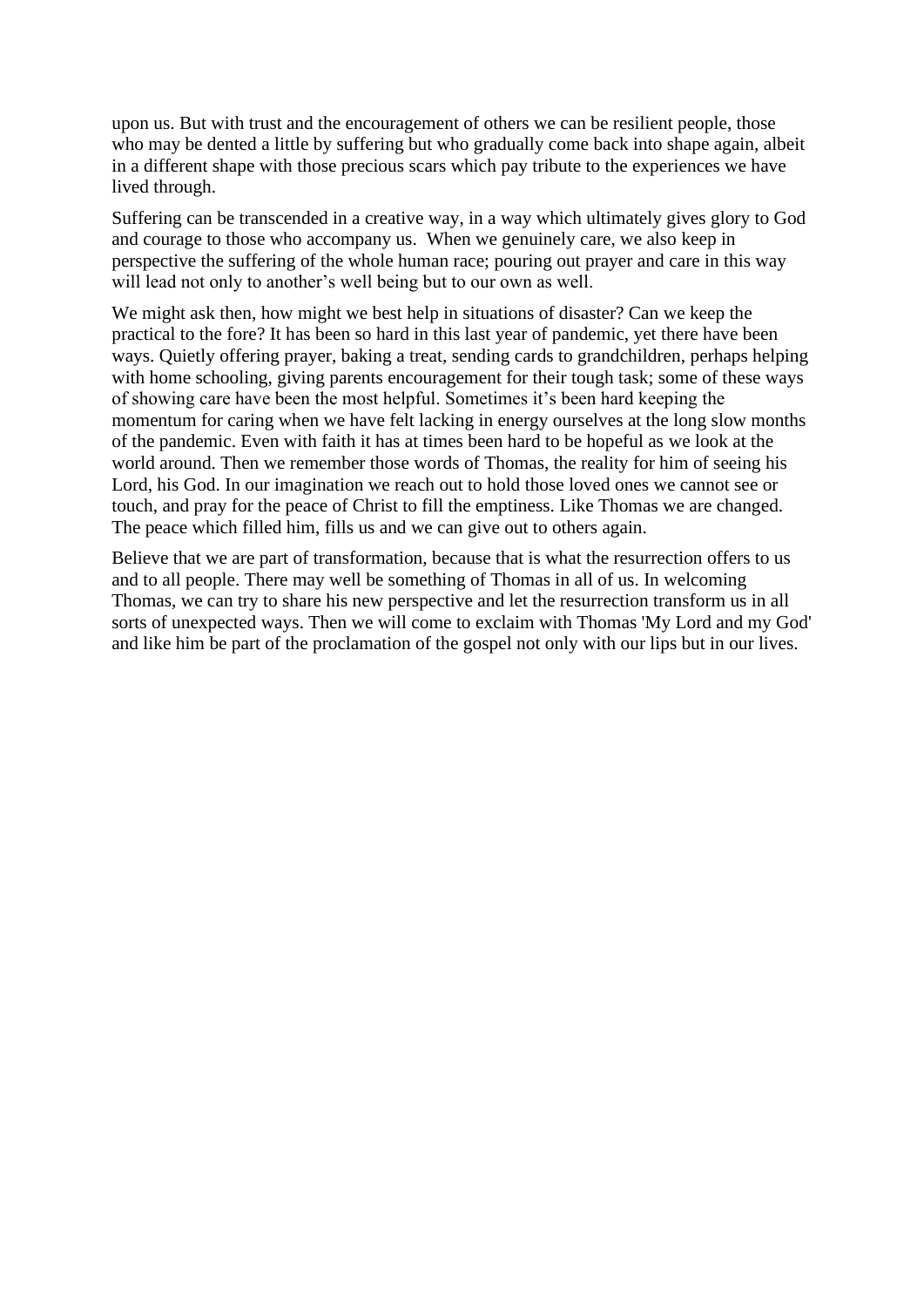upon us. But with trust and the encouragement of others we can be resilient people, those who may be dented a little by suffering but who gradually come back into shape again, albeit in a different shape with those precious scars which pay tribute to the experiences we have lived through.

Suffering can be transcended in a creative way, in a way which ultimately gives glory to God and courage to those who accompany us. When we genuinely care, we also keep in perspective the suffering of the whole human race; pouring out prayer and care in this way will lead not only to another's well being but to our own as well.

We might ask then, how might we best help in situations of disaster? Can we keep the practical to the fore? It has been so hard in this last year of pandemic, yet there have been ways. Quietly offering prayer, baking a treat, sending cards to grandchildren, perhaps helping with home schooling, giving parents encouragement for their tough task; some of these ways of showing care have been the most helpful. Sometimes it's been hard keeping the momentum for caring when we have felt lacking in energy ourselves at the long slow months of the pandemic. Even with faith it has at times been hard to be hopeful as we look at the world around. Then we remember those words of Thomas, the reality for him of seeing his Lord, his God. In our imagination we reach out to hold those loved ones we cannot see or touch, and pray for the peace of Christ to fill the emptiness. Like Thomas we are changed. The peace which filled him, fills us and we can give out to others again.

Believe that we are part of transformation, because that is what the resurrection offers to us and to all people. There may well be something of Thomas in all of us. In welcoming Thomas, we can try to share his new perspective and let the resurrection transform us in all sorts of unexpected ways. Then we will come to exclaim with Thomas 'My Lord and my God' and like him be part of the proclamation of the gospel not only with our lips but in our lives.